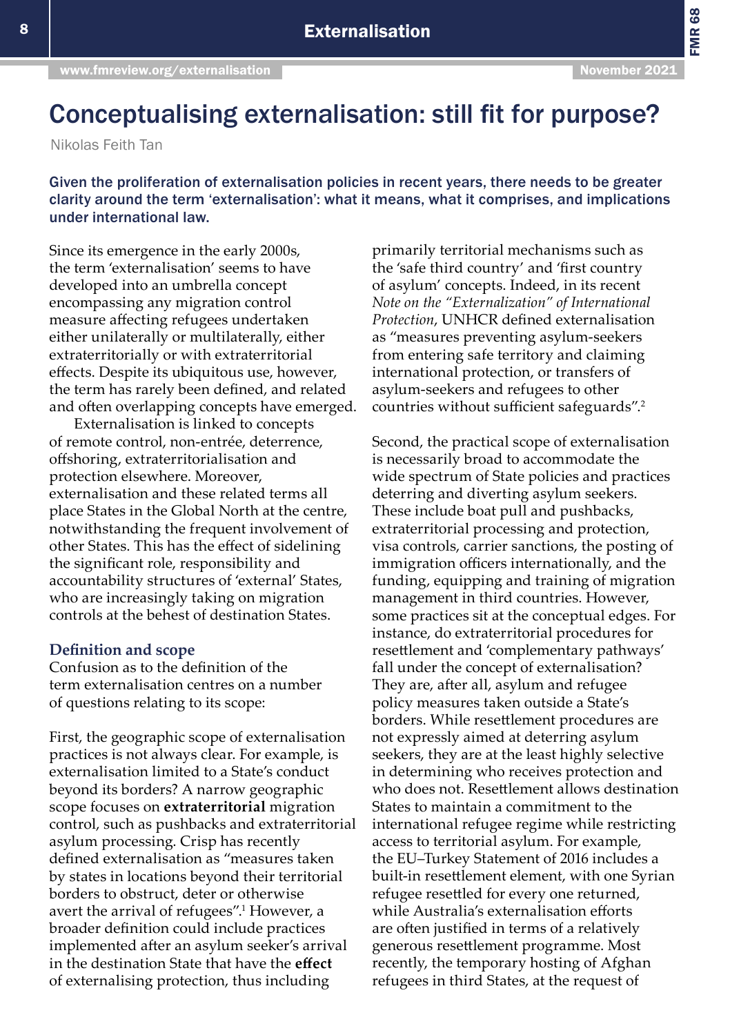# Conceptualising externalisation: still fit for purpose?

Nikolas Feith Tan

**Given the proliferation of externalisation policies in recent years, there needs to be greater clarity around the term 'externalisation': what it means, what it comprises, and implications under international law.**

Since its emergence in the early 2000s, the term 'externalisation' seems to have developed into an umbrella concept encompassing any migration control measure affecting refugees undertaken either unilaterally or multilaterally, either extraterritorially or with extraterritorial effects. Despite its ubiquitous use, however, the term has rarely been defined, and related and often overlapping concepts have emerged.

Externalisation is linked to concepts of remote control, non-entrée, deterrence, offshoring, extraterritorialisation and protection elsewhere. Moreover, externalisation and these related terms all place States in the Global North at the centre, notwithstanding the frequent involvement of other States. This has the effect of sidelining the significant role, responsibility and accountability structures of 'external' States, who are increasingly taking on migration controls at the behest of destination States.

## Definition and scope

Confusion as to the definition of the term externalisation centres on a number of questions relating to its scope:

First, the geographic scope of externalisation practices is not always clear. For example, is externalisation limited to a State's conduct beyond its borders? A narrow geographic scope focuses on **extraterritorial** migration control, such as pushbacks and extraterritorial asylum processing. Crisp has recently defined externalisation as "measures taken by states in locations beyond their territorial borders to obstruct, deter or otherwise avert the arrival of refugees".[1] However, a broader definition could include practices implemented after an asylum seeker's arrival in the destination State that have the **effect** of externalising protection, thus including primarily territorial mechanisms such as the 'safe third country' and 'first country of asylum' concepts. Indeed, in its recent *Note on the "Externalization" of International Protection*, UNHCR defined externalisation as "measures preventing asylum-seekers from entering safe territory and claiming international protection, or transfers of asylum-seekers and refugees to other countries without sufficient safeguards".[2]

Second, the practical scope of externalisation is necessarily broad to accommodate the wide spectrum of State policies and practices deterring and diverting asylum seekers. These include boat pull and pushbacks, extraterritorial processing and protection, visa controls, carrier sanctions, the posting of immigration officers internationally, and the funding, equipping and training of migration management in third countries. However, some practices sit at the conceptual edges. For instance, do extraterritorial procedures for resettlement and 'complementary pathways' fall under the concept of externalisation? They are, after all, asylum and refugee policy measures taken outside a State's borders. While resettlement procedures are not expressly aimed at deterring asylum seekers, they are at the least highly selective in determining who receives protection and who does not. Resettlement allows destination States to maintain a commitment to the international refugee regime while restricting access to territorial asylum. For example, the EU–Turkey Statement of 2016 includes a built-in resettlement element, with one Syrian refugee resettled for every one returned, while Australia's externalisation efforts are often justified in terms of a relatively generous resettlement programme. Most recently, the temporary hosting of Afghan refugees in third States, at the request of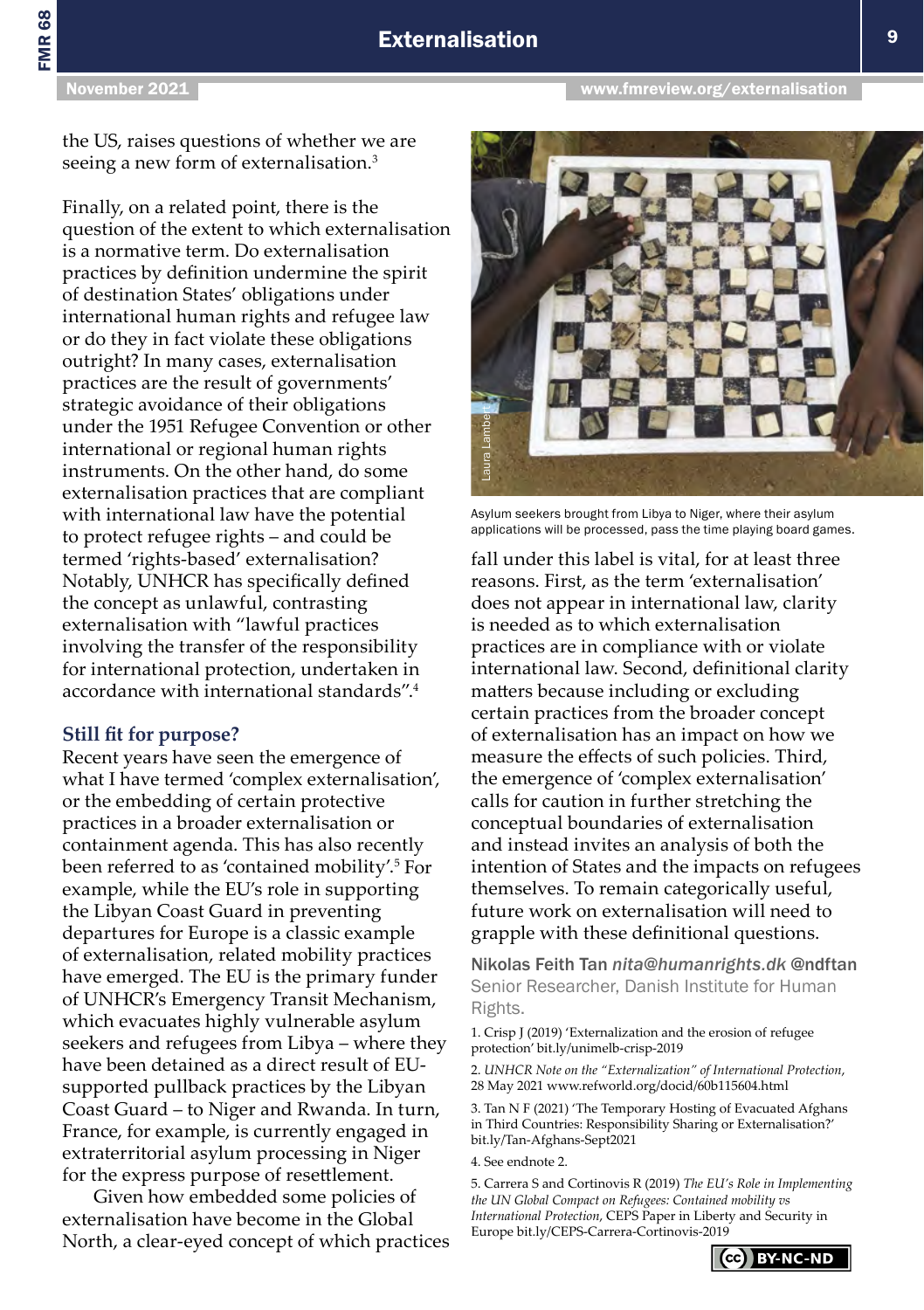the US, raises questions of whether we are seeing a new form of externalisation.[3]

Finally, on a related point, there is the question of the extent to which externalisation is a normative term. Do externalisation practices by definition undermine the spirit of destination States' obligations under international human rights and refugee law or do they in fact violate these obligations outright? In many cases, externalisation practices are the result of governments' strategic avoidance of their obligations under the 1951 Refugee Convention or other international or regional human rights instruments. On the other hand, do some externalisation practices that are compliant with international law have the potential to protect refugee rights – and could be termed 'rights-based' externalisation? Notably, UNHCR has specifically defined the concept as unlawful, contrasting externalisation with "lawful practices involving the transfer of the responsibility for international protection, undertaken in accordance with international standards".[4]

### Still fit for purpose?

Recent years have seen the emergence of what I have termed 'complex externalisation', or the embedding of certain protective practices in a broader externalisation or containment agenda. This has also recently been referred to as 'contained mobility'.[5] For example, while the EU's role in supporting the Libyan Coast Guard in preventing departures for Europe is a classic example of externalisation, related mobility practices have emerged. The EU is the primary funder of UNHCR's Emergency Transit Mechanism, which evacuates highly vulnerable asylum seekers and refugees from Libya – where they have been detained as a direct result of EU-supported pullback practices by the Libyan Coast Guard – to Niger and Rwanda. In turn, France, for example, is currently engaged in extraterritorial asylum processing in Niger for the express purpose of resettlement.

Given how embedded some policies of externalisation have become in the Global North, a clear-eyed concept of which practices fall under this label is vital, for at least three reasons. First, as the term 'externalisation' does not appear in international law, clarity is needed as to which externalisation practices are in compliance with or violate international law. Second, definitional clarity matters because including or excluding certain practices from the broader concept of externalisation has an impact on how we measure the effects of such policies. Third, the emergence of 'complex externalisation' calls for caution in further stretching the conceptual boundaries of externalisation and instead invites an analysis of both the intention of States and the impacts on refugees themselves. To remain categorically useful, future work on externalisation will need to grapple with these definitional questions.

Laura Lambert

Asylum seekers brought from Libya to Niger, where their asylum applications will be processed, pass the time playing board games.

**Nikolas Feith Tan** *nita@humanrights.dk* @ndftan
Senior Researcher, Danish Institute for Human Rights.

1. Crisp J (2019) 'Externalization and the erosion of refugee protection' bit.ly/unimelb-crisp-2019

2. *UNHCR Note on the "Externalization" of International Protection*, 28 May 2021 www.refworld.org/docid/60b115604.html

3. Tan N F (2021) 'The Temporary Hosting of Evacuated Afghans in Third Countries: Responsibility Sharing or Externalisation?' bit.ly/Tan-Afghans-Sept2021

4. See endnote 2.

5. Carrera S and Cortinovis R (2019) *The EU's Role in Implementing the UN Global Compact on Refugees: Contained mobility vs International Protection*, CEPS Paper in Liberty and Security in Europe bit.ly/CEPS-Carrera-Cortinovis-2019

BY-NC-ND